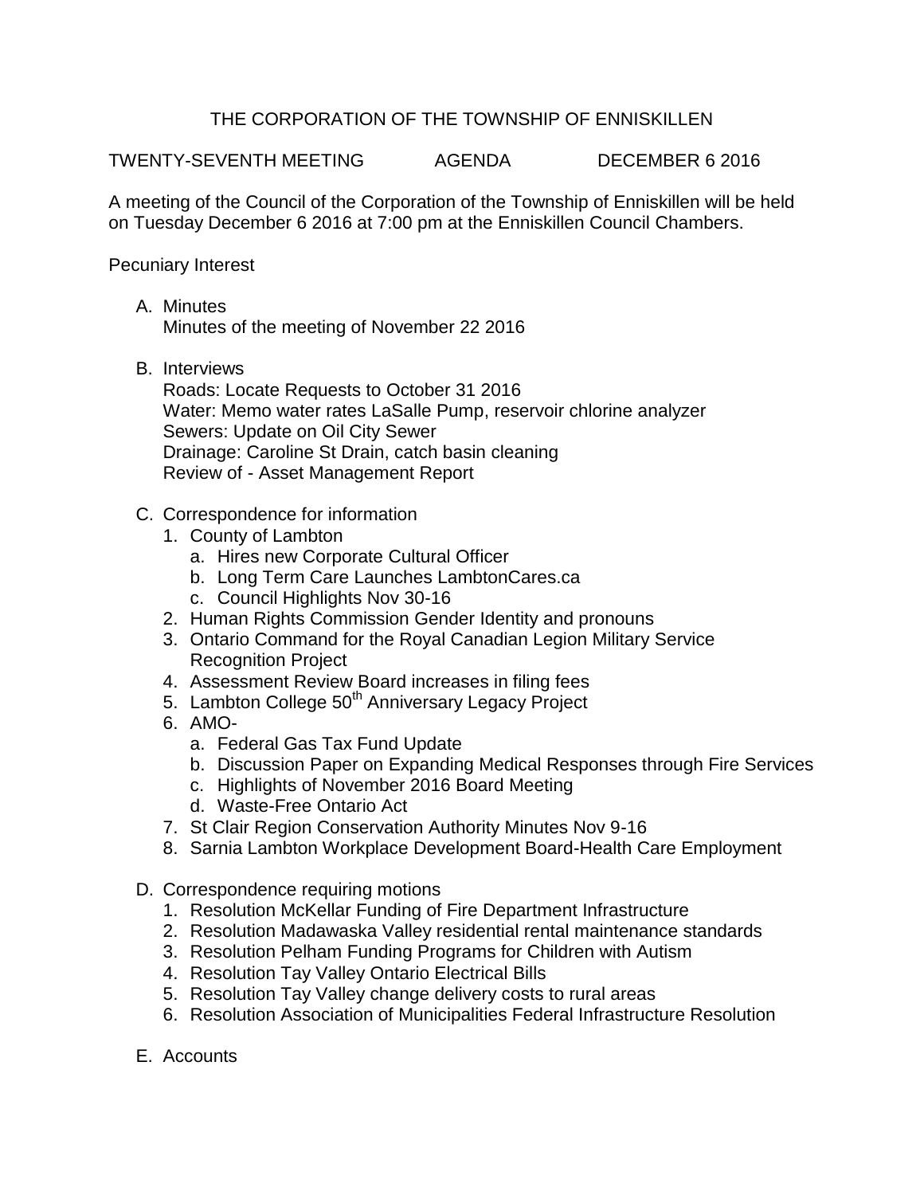# THE CORPORATION OF THE TOWNSHIP OF ENNISKILLEN

TWENTY-SEVENTH MEETING AGENDA DECEMBER 6 2016

A meeting of the Council of the Corporation of the Township of Enniskillen will be held on Tuesday December 6 2016 at 7:00 pm at the Enniskillen Council Chambers.

Pecuniary Interest

A. Minutes
   Minutes of the meeting of November 22 2016

B. Interviews
   Roads: Locate Requests to October 31 2016
   Water: Memo water rates LaSalle Pump, reservoir chlorine analyzer
   Sewers: Update on Oil City Sewer
   Drainage: Caroline St Drain, catch basin cleaning
   Review of - Asset Management Report

C. Correspondence for information
   1. County of Lambton
      a. Hires new Corporate Cultural Officer
      b. Long Term Care Launches LambtonCares.ca
      c. Council Highlights Nov 30-16
   2. Human Rights Commission Gender Identity and pronouns
   3. Ontario Command for the Royal Canadian Legion Military Service Recognition Project
   4. Assessment Review Board increases in filing fees
   5. Lambton College 50th Anniversary Legacy Project
   6. AMO-
      a. Federal Gas Tax Fund Update
      b. Discussion Paper on Expanding Medical Responses through Fire Services
      c. Highlights of November 2016 Board Meeting
      d. Waste-Free Ontario Act
   7. St Clair Region Conservation Authority Minutes Nov 9-16
   8. Sarnia Lambton Workplace Development Board-Health Care Employment

D. Correspondence requiring motions
   1. Resolution McKellar Funding of Fire Department Infrastructure
   2. Resolution Madawaska Valley residential rental maintenance standards
   3. Resolution Pelham Funding Programs for Children with Autism
   4. Resolution Tay Valley Ontario Electrical Bills
   5. Resolution Tay Valley change delivery costs to rural areas
   6. Resolution Association of Municipalities Federal Infrastructure Resolution

E. Accounts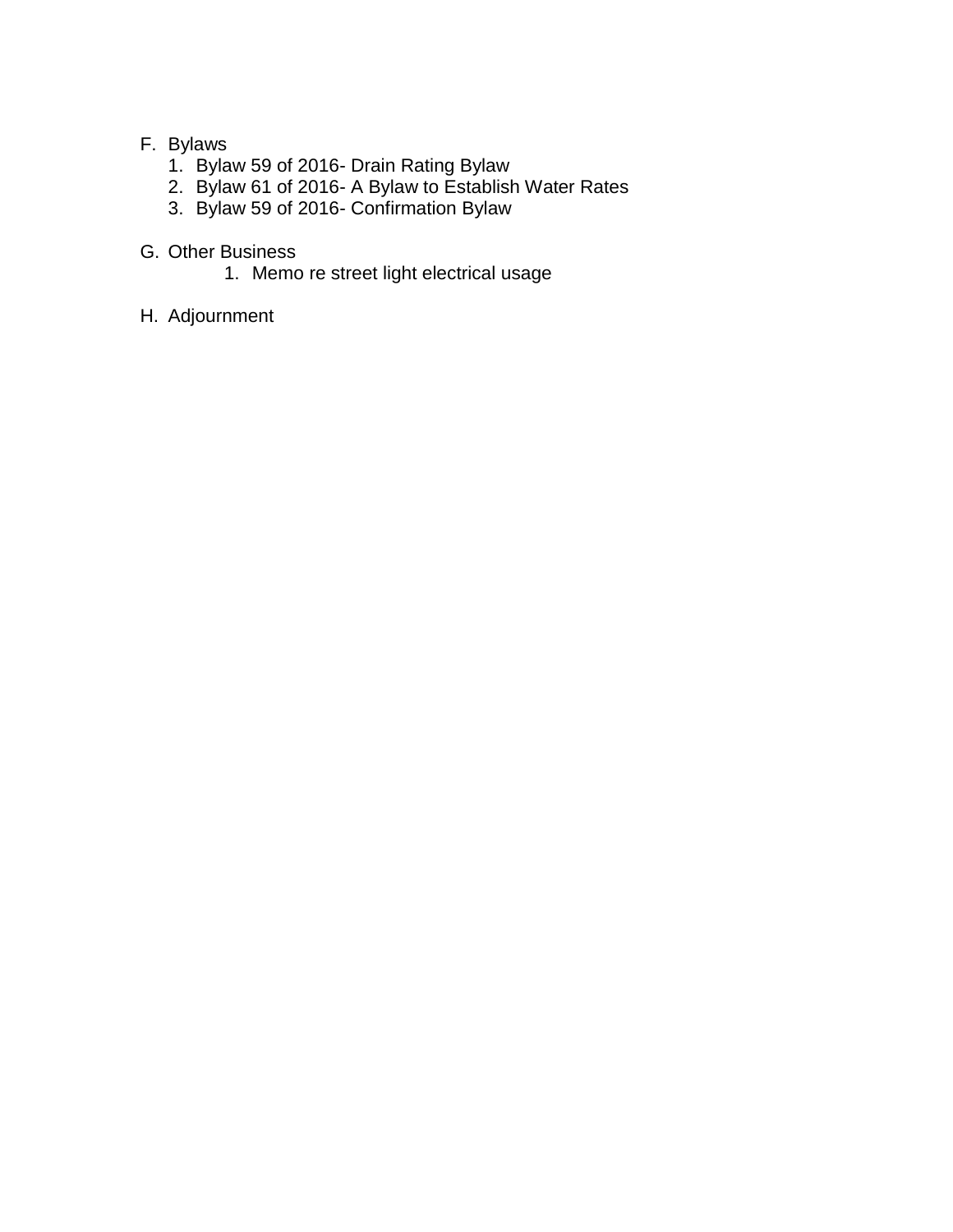F. Bylaws
    1. Bylaw 59 of 2016- Drain Rating Bylaw
    2. Bylaw 61 of 2016- A Bylaw to Establish Water Rates
    3. Bylaw 59 of 2016- Confirmation Bylaw

G. Other Business
    1. Memo re street light electrical usage

H. Adjournment